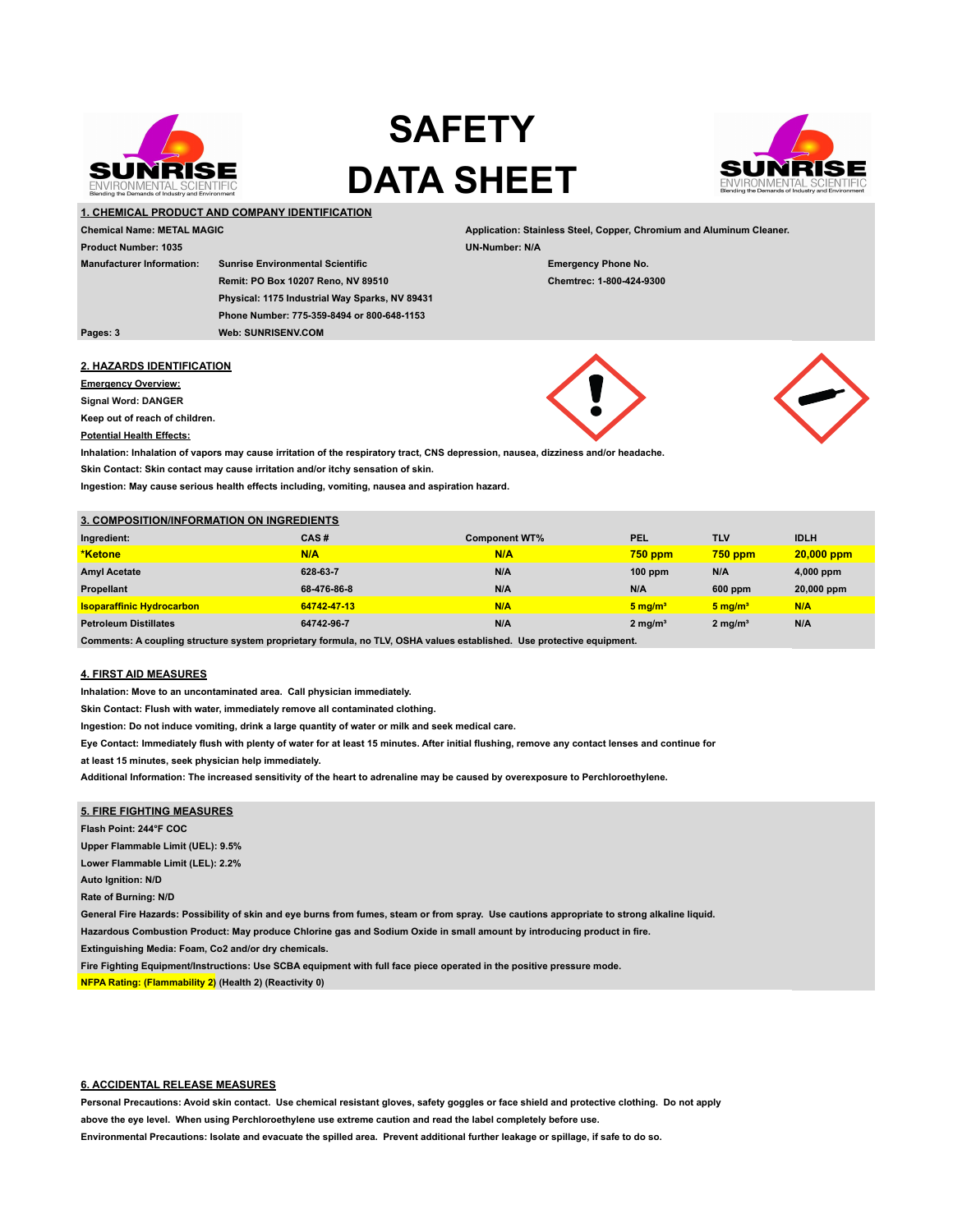# SAFETY DATA SHEET

## 1. CHEMICAL PRODUCT AND COMPANY IDENTIFICATION

**Chemical Name:** METAL MAGIC

**Application:** Stainless Steel, Copper, Chromium and Aluminum Cleaner.

**Product Number:** 1035

**UN-Number:** N/A

**Manufacturer Information:** Sunrise Environmental Scientific
Remit: PO Box 10207 Reno, NV 89510
Physical: 1175 Industrial Way Sparks, NV 89431
Phone Number: 775-359-8494 or 800-648-1153
Web: SUNRISENV.COM

**Emergency Phone No.**
Chemtrec: 1-800-424-9300

**Pages:** 3

## 2. HAZARDS IDENTIFICATION

**Emergency Overview:**

Signal Word: DANGER

Keep out of reach of children.

**Potential Health Effects:**

Inhalation: Inhalation of vapors may cause irritation of the respiratory tract, CNS depression, nausea, dizziness and/or headache.

Skin Contact: Skin contact may cause irritation and/or itchy sensation of skin.

Ingestion: May cause serious health effects including, vomiting, nausea and aspiration hazard.

## 3. COMPOSITION/INFORMATION ON INGREDIENTS

| Ingredient: | CAS # | Component WT% | PEL | TLV | IDLH |
|---|---|---|---|---|---|
| *Ketone | N/A | N/A | 750 ppm | 750 ppm | 20,000 ppm |
| Amyl Acetate | 628-63-7 | N/A | 100 ppm | N/A | 4,000 ppm |
| Propellant | 68-476-86-8 | N/A | N/A | 600 ppm | 20,000 ppm |
| Isoparaffinic Hydrocarbon | 64742-47-13 | N/A | 5 mg/m³ | 5 mg/m³ | N/A |
| Petroleum Distillates | 64742-96-7 | N/A | 2 mg/m³ | 2 mg/m³ | N/A |

Comments: A coupling structure system proprietary formula, no TLV, OSHA values established. Use protective equipment.

## 4. FIRST AID MEASURES

Inhalation: Move to an uncontaminated area. Call physician immediately.

Skin Contact: Flush with water, immediately remove all contaminated clothing.

Ingestion: Do not induce vomiting, drink a large quantity of water or milk and seek medical care.

Eye Contact: Immediately flush with plenty of water for at least 15 minutes. After initial flushing, remove any contact lenses and continue for at least 15 minutes, seek physician help immediately.

Additional Information: The increased sensitivity of the heart to adrenaline may be caused by overexposure to Perchloroethylene.

## 5. FIRE FIGHTING MEASURES

Flash Point: 244°F COC

Upper Flammable Limit (UEL): 9.5%

Lower Flammable Limit (LEL): 2.2%

Auto Ignition: N/D

Rate of Burning: N/D

General Fire Hazards: Possibility of skin and eye burns from fumes, steam or from spray. Use cautions appropriate to strong alkaline liquid.

Hazardous Combustion Product: May produce Chlorine gas and Sodium Oxide in small amount by introducing product in fire.

Extinguishing Media: Foam, Co2 and/or dry chemicals.

Fire Fighting Equipment/Instructions: Use SCBA equipment with full face piece operated in the positive pressure mode.

NFPA Rating: (Flammability 2) (Health 2) (Reactivity 0)

## 6. ACCIDENTAL RELEASE MEASURES

Personal Precautions: Avoid skin contact. Use chemical resistant gloves, safety goggles or face shield and protective clothing. Do not apply above the eye level. When using Perchloroethylene use extreme caution and read the label completely before use.

Environmental Precautions: Isolate and evacuate the spilled area. Prevent additional further leakage or spillage, if safe to do so.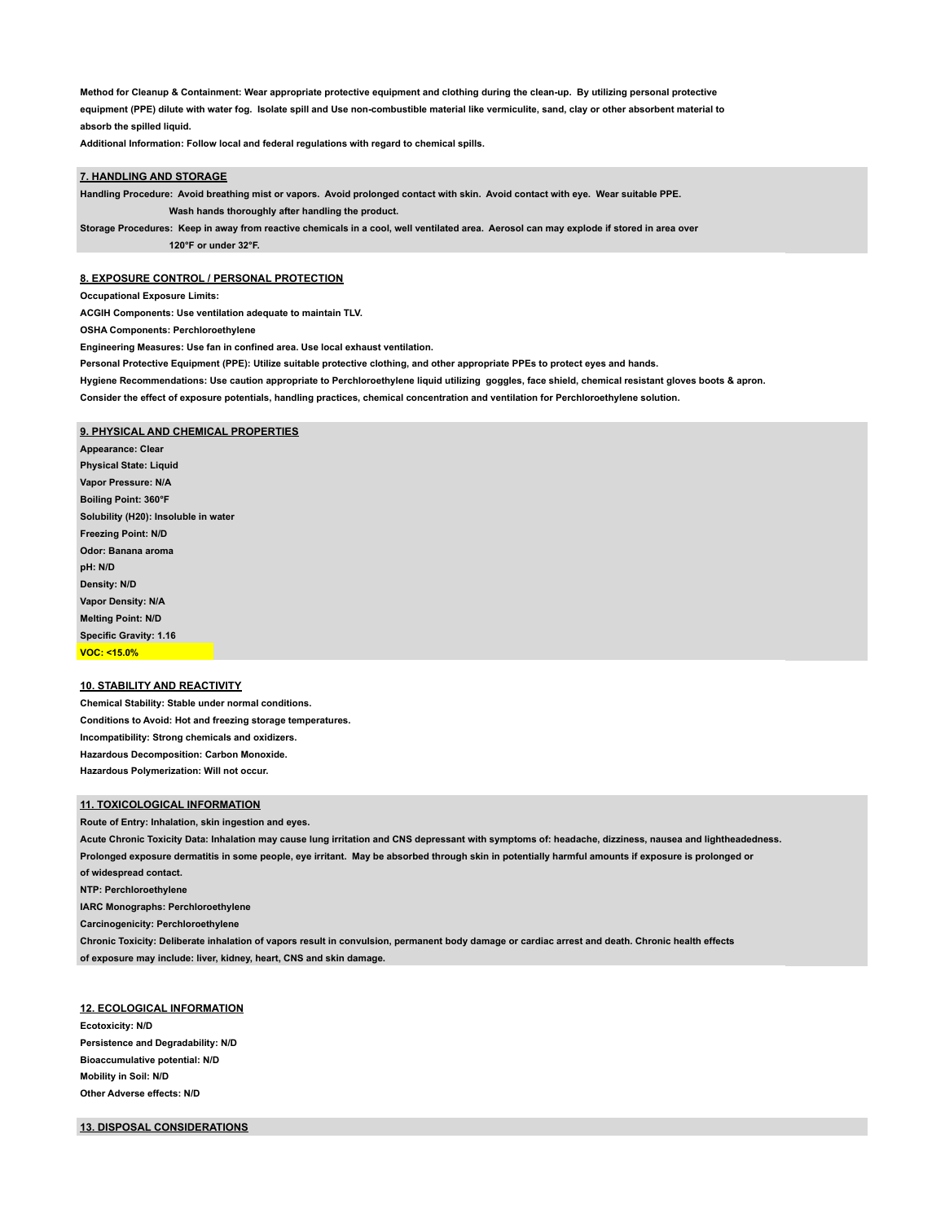**Method for Cleanup & Containment: Wear appropriate protective equipment and clothing during the clean-up. By utilizing personal protective equipment (PPE) dilute with water fog. Isolate spill and Use non-combustible material like vermiculite, sand, clay or other absorbent material to absorb the spilled liquid.**

**Additional Information: Follow local and federal regulations with regard to chemical spills.**

## 7. HANDLING AND STORAGE

**Handling Procedure: Avoid breathing mist or vapors. Avoid prolonged contact with skin. Avoid contact with eye. Wear suitable PPE. Wash hands thoroughly after handling the product.**

**Storage Procedures: Keep in away from reactive chemicals in a cool, well ventilated area. Aerosol can may explode if stored in area over 120°F or under 32°F.**

## 8. EXPOSURE CONTROL / PERSONAL PROTECTION

**Occupational Exposure Limits:**

**ACGIH Components: Use ventilation adequate to maintain TLV.**

**OSHA Components: Perchloroethylene**

**Engineering Measures: Use fan in confined area. Use local exhaust ventilation.**

**Personal Protective Equipment (PPE): Utilize suitable protective clothing, and other appropriate PPEs to protect eyes and hands.**

**Hygiene Recommendations: Use caution appropriate to Perchloroethylene liquid utilizing goggles, face shield, chemical resistant gloves boots & apron.**

**Consider the effect of exposure potentials, handling practices, chemical concentration and ventilation for Perchloroethylene solution.**

## 9. PHYSICAL AND CHEMICAL PROPERTIES

**Appearance: Clear**

**Physical State: Liquid**

**Vapor Pressure: N/A**

**Boiling Point: 360°F**

**Solubility (H20): Insoluble in water**

**Freezing Point: N/D**

**Odor: Banana aroma**

**pH: N/D**

**Density: N/D**

**Vapor Density: N/A**

**Melting Point: N/D**

**Specific Gravity: 1.16**

**VOC: <15.0%**

## 10. STABILITY AND REACTIVITY

**Chemical Stability: Stable under normal conditions.**

**Conditions to Avoid: Hot and freezing storage temperatures.**

**Incompatibility: Strong chemicals and oxidizers.**

**Hazardous Decomposition: Carbon Monoxide.**

**Hazardous Polymerization: Will not occur.**

## 11. TOXICOLOGICAL INFORMATION

**Route of Entry: Inhalation, skin ingestion and eyes.**

**Acute Chronic Toxicity Data: Inhalation may cause lung irritation and CNS depressant with symptoms of: headache, dizziness, nausea and lightheadedness. Prolonged exposure dermatitis in some people, eye irritant. May be absorbed through skin in potentially harmful amounts if exposure is prolonged or of widespread contact.**

**NTP: Perchloroethylene**

**IARC Monographs: Perchloroethylene**

**Carcinogenicity: Perchloroethylene**

**Chronic Toxicity: Deliberate inhalation of vapors result in convulsion, permanent body damage or cardiac arrest and death. Chronic health effects of exposure may include: liver, kidney, heart, CNS and skin damage.**

## 12. ECOLOGICAL INFORMATION

**Ecotoxicity: N/D**

**Persistence and Degradability: N/D**

**Bioaccumulative potential: N/D**

**Mobility in Soil: N/D**

**Other Adverse effects: N/D**

## 13. DISPOSAL CONSIDERATIONS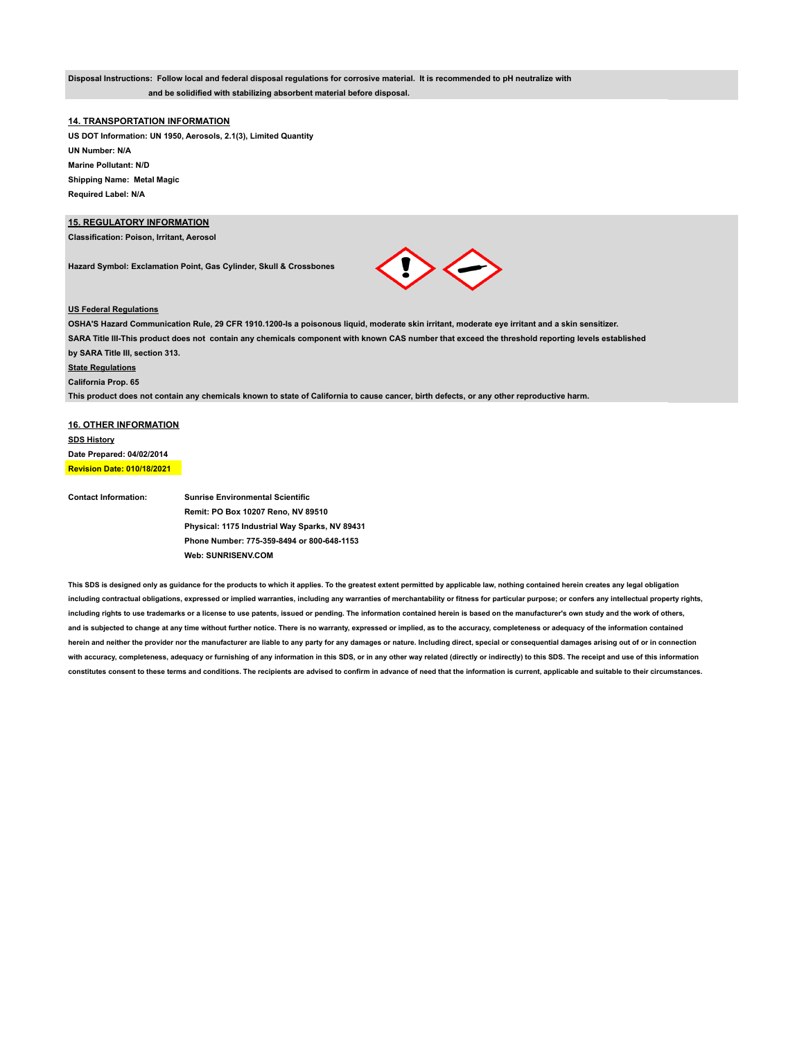**Disposal Instructions:** Follow local and federal disposal regulations for corrosive material. It is recommended to pH neutralize with and be solidified with stabilizing absorbent material before disposal.

## 14. TRANSPORTATION INFORMATION

US DOT Information: UN 1950, Aerosols, 2.1(3), Limited Quantity

UN Number: N/A

Marine Pollutant: N/D

Shipping Name: Metal Magic

Required Label: N/A

## 15. REGULATORY INFORMATION

Classification: Poison, Irritant, Aerosol

Hazard Symbol: Exclamation Point, Gas Cylinder, Skull & Crossbones

**US Federal Regulations**

OSHA'S Hazard Communication Rule, 29 CFR 1910.1200-Is a poisonous liquid, moderate skin irritant, moderate eye irritant and a skin sensitizer.

SARA Title III-This product does not contain any chemicals component with known CAS number that exceed the threshold reporting levels established by SARA Title III, section 313.

**State Regulations**

California Prop. 65

This product does not contain any chemicals known to state of California to cause cancer, birth defects, or any other reproductive harm.

## 16. OTHER INFORMATION

**SDS History**

Date Prepared: 04/02/2014

Revision Date: 010/18/2021

| | |
|---|---|
| Contact Information: | Sunrise Environmental Scientific |
| | Remit: PO Box 10207 Reno, NV 89510 |
| | Physical: 1175 Industrial Way Sparks, NV 89431 |
| | Phone Number: 775-359-8494 or 800-648-1153 |
| | Web: SUNRISENV.COM |

This SDS is designed only as guidance for the products to which it applies. To the greatest extent permitted by applicable law, nothing contained herein creates any legal obligation including contractual obligations, expressed or implied warranties, including any warranties of merchantability or fitness for particular purpose; or confers any intellectual property rights, including rights to use trademarks or a license to use patents, issued or pending. The information contained herein is based on the manufacturer's own study and the work of others, and is subjected to change at any time without further notice. There is no warranty, expressed or implied, as to the accuracy, completeness or adequacy of the information contained herein and neither the provider nor the manufacturer are liable to any party for any damages or nature. Including direct, special or consequential damages arising out of or in connection with accuracy, completeness, adequacy or furnishing of any information in this SDS, or in any other way related (directly or indirectly) to this SDS. The receipt and use of this information constitutes consent to these terms and conditions. The recipients are advised to confirm in advance of need that the information is current, applicable and suitable to their circumstances.